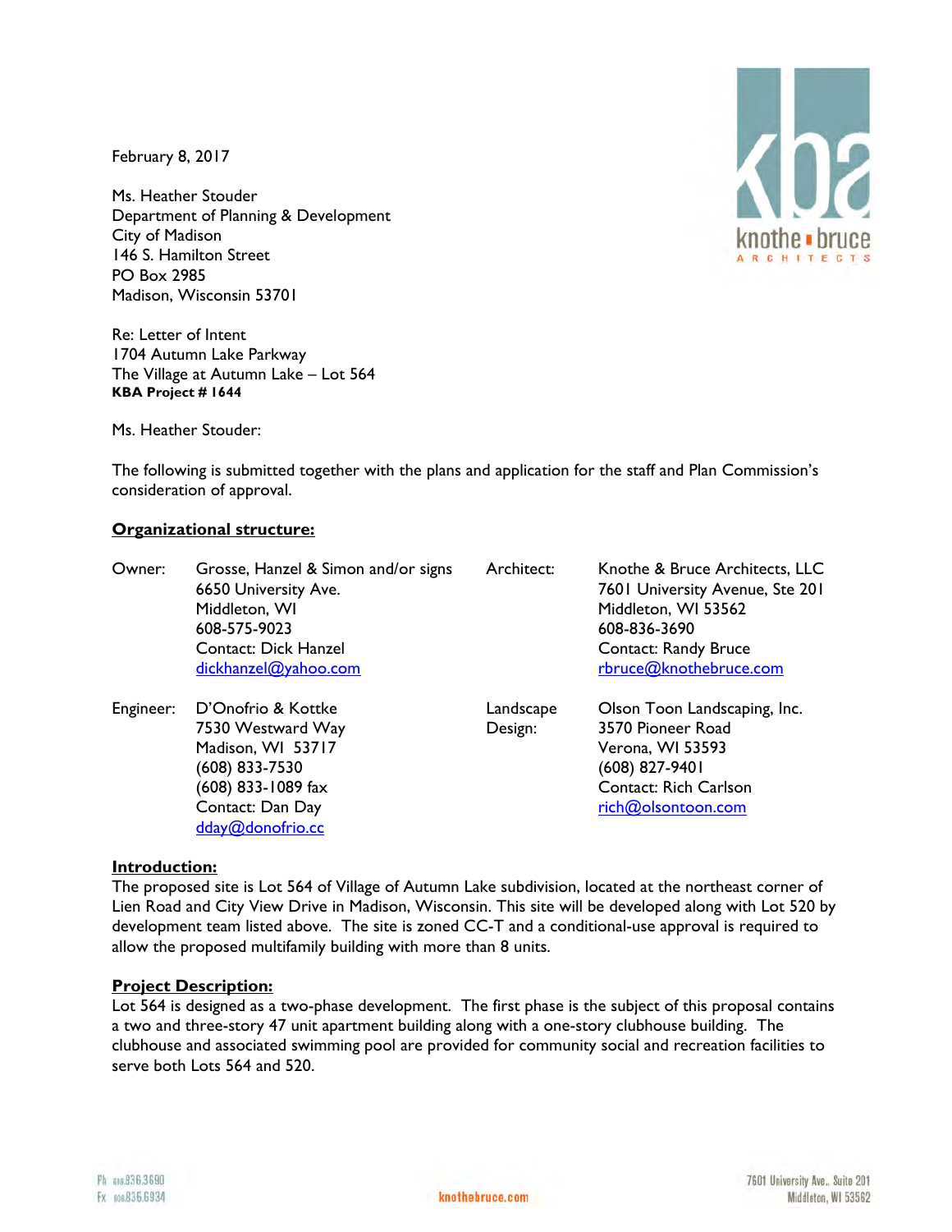February 8, 2017

Ms. Heather Stouder
Department of Planning & Development
City of Madison
146 S. Hamilton Street
PO Box 2985
Madison, Wisconsin 53701

Re: Letter of Intent
1704 Autumn Lake Parkway
The Village at Autumn Lake – Lot 564
**KBA Project # 1644**

Ms. Heather Stouder:

The following is submitted together with the plans and application for the staff and Plan Commission's consideration of approval.

**Organizational structure:**

| | | | |
|---|---|---|---|
| Owner: | Grosse, Hanzel & Simon and/or signs<br>6650 University Ave.<br>Middleton, WI<br>608-575-9023<br>Contact: Dick Hanzel<br>dickhanzel@yahoo.com | Architect: | Knothe & Bruce Architects, LLC<br>7601 University Avenue, Ste 201<br>Middleton, WI 53562<br>608-836-3690<br>Contact: Randy Bruce<br>rbruce@knothebruce.com |
| Engineer: | D'Onofrio & Kottke<br>7530 Westward Way<br>Madison, WI 53717<br>(608) 833-7530<br>(608) 833-1089 fax<br>Contact: Dan Day<br>dday@donofrio.cc | Landscape Design: | Olson Toon Landscaping, Inc.<br>3570 Pioneer Road<br>Verona, WI 53593<br>(608) 827-9401<br>Contact: Rich Carlson<br>rich@olsontoon.com |

**Introduction:**
The proposed site is Lot 564 of Village of Autumn Lake subdivision, located at the northeast corner of Lien Road and City View Drive in Madison, Wisconsin. This site will be developed along with Lot 520 by development team listed above. The site is zoned CC-T and a conditional-use approval is required to allow the proposed multifamily building with more than 8 units.

**Project Description:**
Lot 564 is designed as a two-phase development. The first phase is the subject of this proposal contains a two and three-story 47 unit apartment building along with a one-story clubhouse building. The clubhouse and associated swimming pool are provided for community social and recreation facilities to serve both Lots 564 and 520.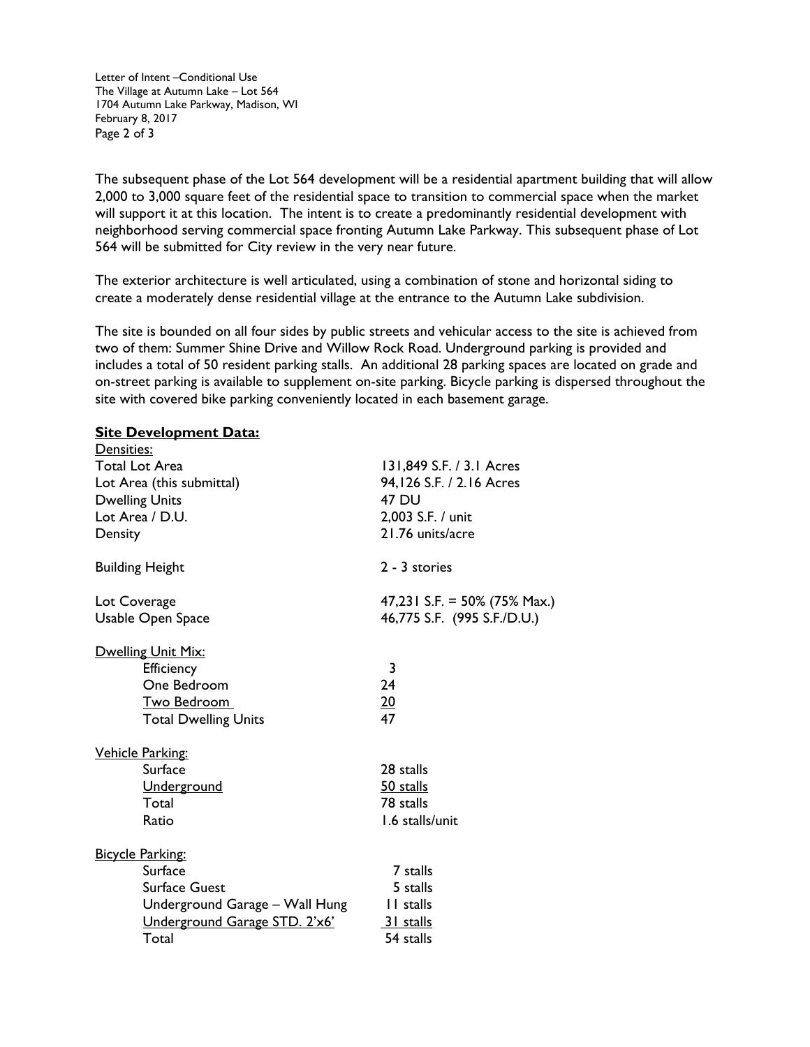The subsequent phase of the Lot 564 development will be a residential apartment building that will allow 2,000 to 3,000 square feet of the residential space to transition to commercial space when the market will support it at this location. The intent is to create a predominantly residential development with neighborhood serving commercial space fronting Autumn Lake Parkway. This subsequent phase of Lot 564 will be submitted for City review in the very near future.

The exterior architecture is well articulated, using a combination of stone and horizontal siding to create a moderately dense residential village at the entrance to the Autumn Lake subdivision.

The site is bounded on all four sides by public streets and vehicular access to the site is achieved from two of them: Summer Shine Drive and Willow Rock Road. Underground parking is provided and includes a total of 50 resident parking stalls. An additional 28 parking spaces are located on grade and on-street parking is available to supplement on-site parking. Bicycle parking is dispersed throughout the site with covered bike parking conveniently located in each basement garage.

**Site Development Data:**

Densities:

| | |
|---|---|
| Total Lot Area | 131,849 S.F. / 3.1 Acres |
| Lot Area (this submittal) | 94,126 S.F. / 2.16 Acres |
| Dwelling Units | 47 DU |
| Lot Area / D.U. | 2,003 S.F. / unit |
| Density | 21.76 units/acre |
| Building Height | 2 - 3 stories |
| Lot Coverage | 47,231 S.F. = 50% (75% Max.) |
| Usable Open Space | 46,775 S.F. (995 S.F./D.U.) |

Dwelling Unit Mix:

| | |
|---|---|
| Efficiency | 3 |
| One Bedroom | 24 |
| Two Bedroom | 20 |
| Total Dwelling Units | 47 |

Vehicle Parking:

| | |
|---|---|
| Surface | 28 stalls |
| Underground | 50 stalls |
| Total | 78 stalls |
| Ratio | 1.6 stalls/unit |

Bicycle Parking:

| | |
|---|---|
| Surface | 7 stalls |
| Surface Guest | 5 stalls |
| Underground Garage – Wall Hung | 11 stalls |
| Underground Garage STD. 2'x6' | 31 stalls |
| Total | 54 stalls |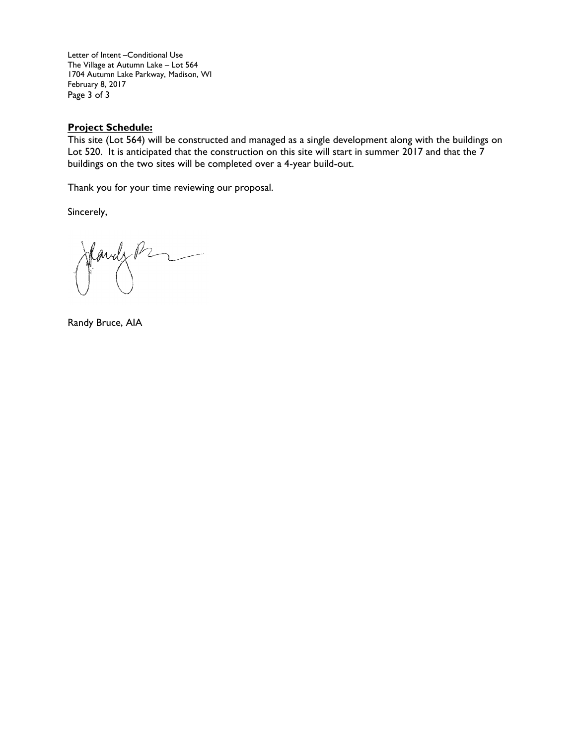**Project Schedule:**

This site (Lot 564) will be constructed and managed as a single development along with the buildings on Lot 520. It is anticipated that the construction on this site will start in summer 2017 and that the 7 buildings on the two sites will be completed over a 4-year build-out.

Thank you for your time reviewing our proposal.

Sincerely,

Randy Bruce, AIA